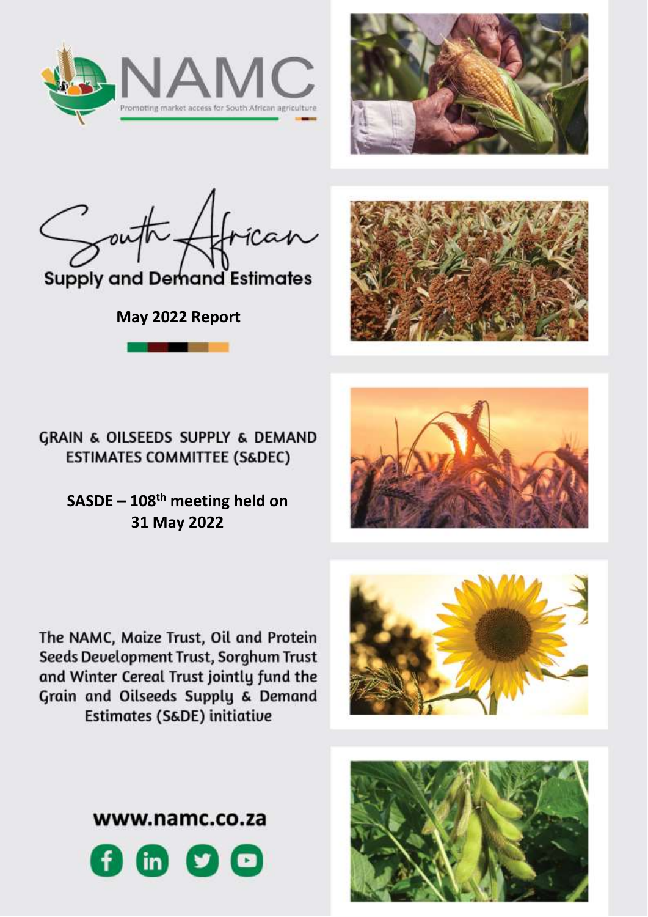# NAMC

Promoting market access for South African agriculture

# South African Supply and Demand Estimates

**May 2022 Report**

## GRAIN & OILSEEDS SUPPLY & DEMAND ESTIMATES COMMITTEE (S&DEC)

**SASDE – 108th meeting held on 31 May 2022**

The NAMC, Maize Trust, Oil and Protein Seeds Development Trust, Sorghum Trust and Winter Cereal Trust jointly fund the Grain and Oilseeds Supply & Demand Estimates (S&DE) initiative

www.namc.co.za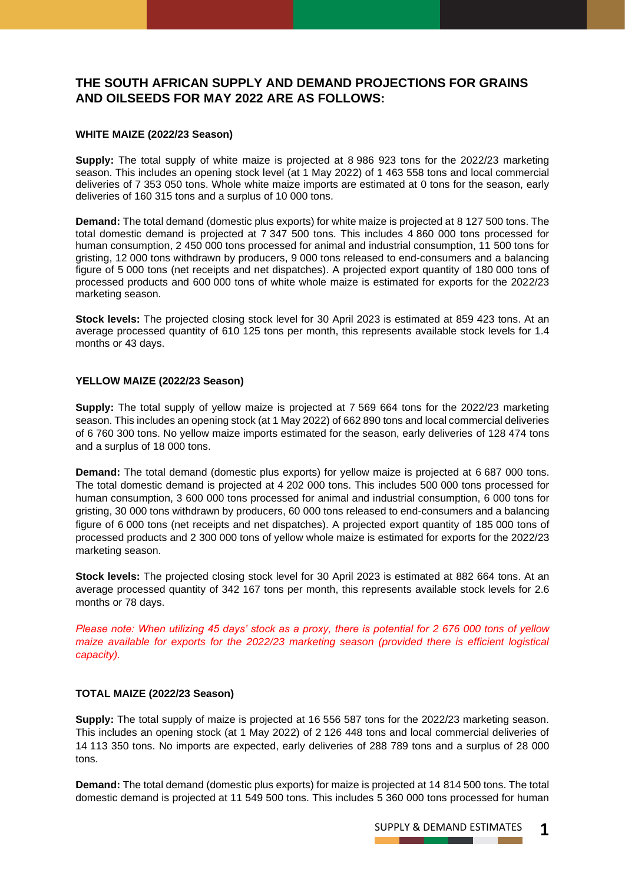## THE SOUTH AFRICAN SUPPLY AND DEMAND PROJECTIONS FOR GRAINS AND OILSEEDS FOR MAY 2022 ARE AS FOLLOWS:

### WHITE MAIZE (2022/23 Season)

**Supply:** The total supply of white maize is projected at 8 986 923 tons for the 2022/23 marketing season. This includes an opening stock level (at 1 May 2022) of 1 463 558 tons and local commercial deliveries of 7 353 050 tons. Whole white maize imports are estimated at 0 tons for the season, early deliveries of 160 315 tons and a surplus of 10 000 tons.

**Demand:** The total demand (domestic plus exports) for white maize is projected at 8 127 500 tons. The total domestic demand is projected at 7 347 500 tons. This includes 4 860 000 tons processed for human consumption, 2 450 000 tons processed for animal and industrial consumption, 11 500 tons for gristing, 12 000 tons withdrawn by producers, 9 000 tons released to end-consumers and a balancing figure of 5 000 tons (net receipts and net dispatches). A projected export quantity of 180 000 tons of processed products and 600 000 tons of white whole maize is estimated for exports for the 2022/23 marketing season.

**Stock levels:** The projected closing stock level for 30 April 2023 is estimated at 859 423 tons. At an average processed quantity of 610 125 tons per month, this represents available stock levels for 1.4 months or 43 days.

### YELLOW MAIZE (2022/23 Season)

**Supply:** The total supply of yellow maize is projected at 7 569 664 tons for the 2022/23 marketing season. This includes an opening stock (at 1 May 2022) of 662 890 tons and local commercial deliveries of 6 760 300 tons. No yellow maize imports estimated for the season, early deliveries of 128 474 tons and a surplus of 18 000 tons.

**Demand:** The total demand (domestic plus exports) for yellow maize is projected at 6 687 000 tons. The total domestic demand is projected at 4 202 000 tons. This includes 500 000 tons processed for human consumption, 3 600 000 tons processed for animal and industrial consumption, 6 000 tons for gristing, 30 000 tons withdrawn by producers, 60 000 tons released to end-consumers and a balancing figure of 6 000 tons (net receipts and net dispatches). A projected export quantity of 185 000 tons of processed products and 2 300 000 tons of yellow whole maize is estimated for exports for the 2022/23 marketing season.

**Stock levels:** The projected closing stock level for 30 April 2023 is estimated at 882 664 tons. At an average processed quantity of 342 167 tons per month, this represents available stock levels for 2.6 months or 78 days.

*Please note: When utilizing 45 days' stock as a proxy, there is potential for 2 676 000 tons of yellow maize available for exports for the 2022/23 marketing season (provided there is efficient logistical capacity).*

### TOTAL MAIZE (2022/23 Season)

**Supply:** The total supply of maize is projected at 16 556 587 tons for the 2022/23 marketing season. This includes an opening stock (at 1 May 2022) of 2 126 448 tons and local commercial deliveries of 14 113 350 tons. No imports are expected, early deliveries of 288 789 tons and a surplus of 28 000 tons.

**Demand:** The total demand (domestic plus exports) for maize is projected at 14 814 500 tons. The total domestic demand is projected at 11 549 500 tons. This includes 5 360 000 tons processed for human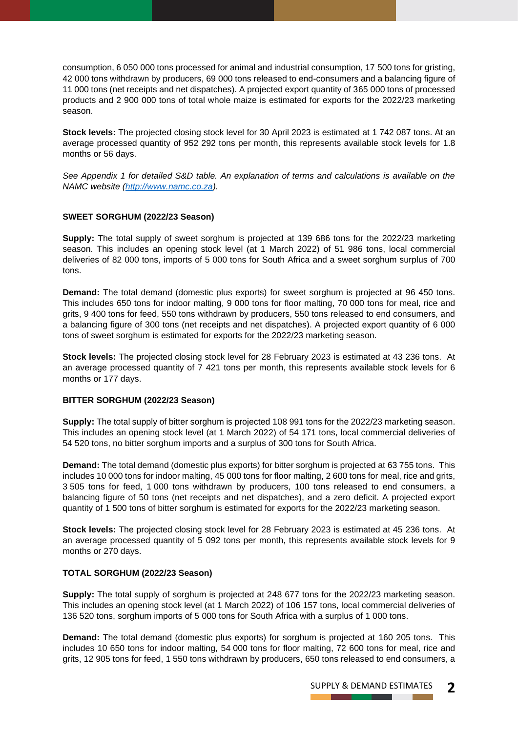consumption, 6 050 000 tons processed for animal and industrial consumption, 17 500 tons for gristing, 42 000 tons withdrawn by producers, 69 000 tons released to end-consumers and a balancing figure of 11 000 tons (net receipts and net dispatches). A projected export quantity of 365 000 tons of processed products and 2 900 000 tons of total whole maize is estimated for exports for the 2022/23 marketing season.

**Stock levels:** The projected closing stock level for 30 April 2023 is estimated at 1 742 087 tons. At an average processed quantity of 952 292 tons per month, this represents available stock levels for 1.8 months or 56 days.

*See Appendix 1 for detailed S&D table. An explanation of terms and calculations is available on the NAMC website ([http://www.namc.co.za](http://www.namc.co.za)).*

**SWEET SORGHUM (2022/23 Season)**

**Supply:** The total supply of sweet sorghum is projected at 139 686 tons for the 2022/23 marketing season. This includes an opening stock level (at 1 March 2022) of 51 986 tons, local commercial deliveries of 82 000 tons, imports of 5 000 tons for South Africa and a sweet sorghum surplus of 700 tons.

**Demand:** The total demand (domestic plus exports) for sweet sorghum is projected at 96 450 tons. This includes 650 tons for indoor malting, 9 000 tons for floor malting, 70 000 tons for meal, rice and grits, 9 400 tons for feed, 550 tons withdrawn by producers, 550 tons released to end consumers, and a balancing figure of 300 tons (net receipts and net dispatches). A projected export quantity of 6 000 tons of sweet sorghum is estimated for exports for the 2022/23 marketing season.

**Stock levels:** The projected closing stock level for 28 February 2023 is estimated at 43 236 tons. At an average processed quantity of 7 421 tons per month, this represents available stock levels for 6 months or 177 days.

**BITTER SORGHUM (2022/23 Season)**

**Supply:** The total supply of bitter sorghum is projected 108 991 tons for the 2022/23 marketing season. This includes an opening stock level (at 1 March 2022) of 54 171 tons, local commercial deliveries of 54 520 tons, no bitter sorghum imports and a surplus of 300 tons for South Africa.

**Demand:** The total demand (domestic plus exports) for bitter sorghum is projected at 63 755 tons. This includes 10 000 tons for indoor malting, 45 000 tons for floor malting, 2 600 tons for meal, rice and grits, 3 505 tons for feed, 1 000 tons withdrawn by producers, 100 tons released to end consumers, a balancing figure of 50 tons (net receipts and net dispatches), and a zero deficit. A projected export quantity of 1 500 tons of bitter sorghum is estimated for exports for the 2022/23 marketing season.

**Stock levels:** The projected closing stock level for 28 February 2023 is estimated at 45 236 tons. At an average processed quantity of 5 092 tons per month, this represents available stock levels for 9 months or 270 days.

**TOTAL SORGHUM (2022/23 Season)**

**Supply:** The total supply of sorghum is projected at 248 677 tons for the 2022/23 marketing season. This includes an opening stock level (at 1 March 2022) of 106 157 tons, local commercial deliveries of 136 520 tons, sorghum imports of 5 000 tons for South Africa with a surplus of 1 000 tons.

**Demand:** The total demand (domestic plus exports) for sorghum is projected at 160 205 tons. This includes 10 650 tons for indoor malting, 54 000 tons for floor malting, 72 600 tons for meal, rice and grits, 12 905 tons for feed, 1 550 tons withdrawn by producers, 650 tons released to end consumers, a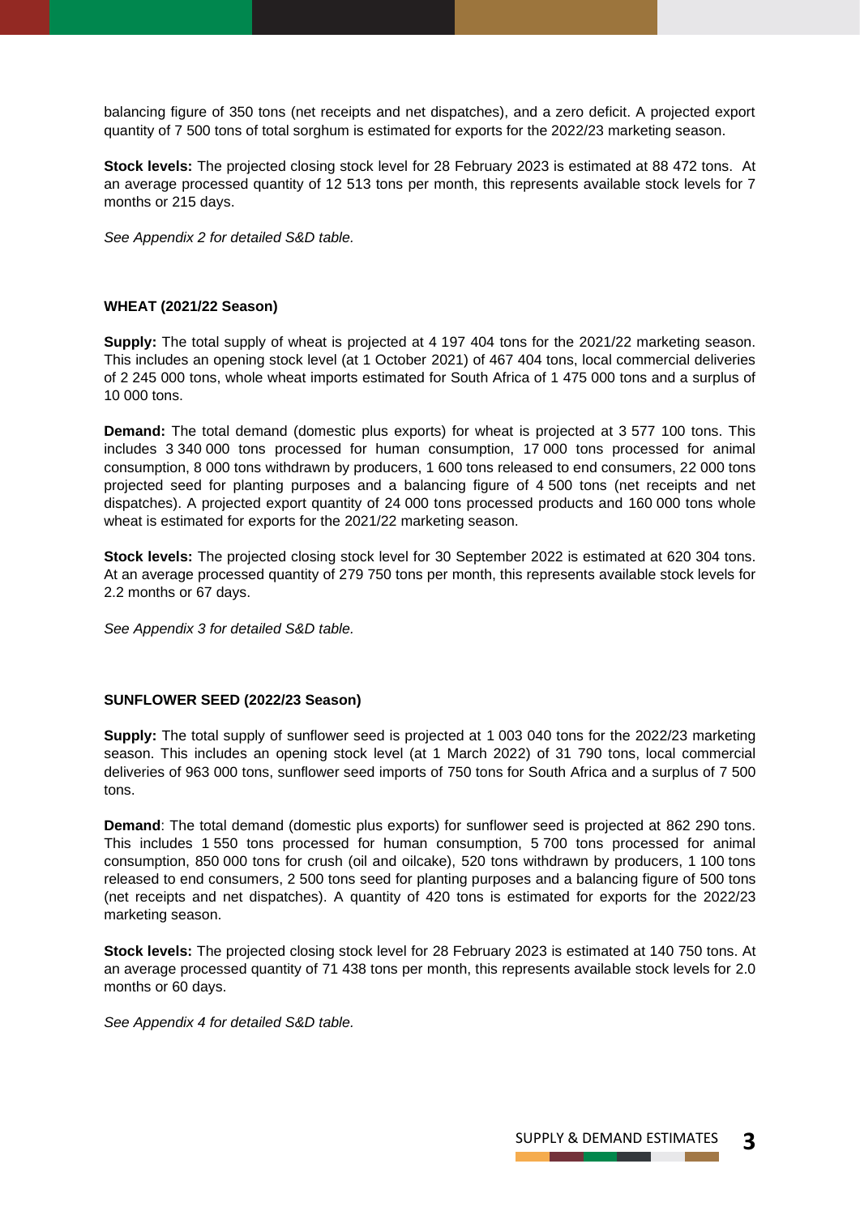balancing figure of 350 tons (net receipts and net dispatches), and a zero deficit. A projected export quantity of 7 500 tons of total sorghum is estimated for exports for the 2022/23 marketing season.

**Stock levels:** The projected closing stock level for 28 February 2023 is estimated at 88 472 tons. At an average processed quantity of 12 513 tons per month, this represents available stock levels for 7 months or 215 days.

*See Appendix 2 for detailed S&D table.*

**WHEAT (2021/22 Season)**

**Supply:** The total supply of wheat is projected at 4 197 404 tons for the 2021/22 marketing season. This includes an opening stock level (at 1 October 2021) of 467 404 tons, local commercial deliveries of 2 245 000 tons, whole wheat imports estimated for South Africa of 1 475 000 tons and a surplus of 10 000 tons.

**Demand:** The total demand (domestic plus exports) for wheat is projected at 3 577 100 tons. This includes 3 340 000 tons processed for human consumption, 17 000 tons processed for animal consumption, 8 000 tons withdrawn by producers, 1 600 tons released to end consumers, 22 000 tons projected seed for planting purposes and a balancing figure of 4 500 tons (net receipts and net dispatches). A projected export quantity of 24 000 tons processed products and 160 000 tons whole wheat is estimated for exports for the 2021/22 marketing season.

**Stock levels:** The projected closing stock level for 30 September 2022 is estimated at 620 304 tons. At an average processed quantity of 279 750 tons per month, this represents available stock levels for 2.2 months or 67 days.

*See Appendix 3 for detailed S&D table.*

**SUNFLOWER SEED (2022/23 Season)**

**Supply:** The total supply of sunflower seed is projected at 1 003 040 tons for the 2022/23 marketing season. This includes an opening stock level (at 1 March 2022) of 31 790 tons, local commercial deliveries of 963 000 tons, sunflower seed imports of 750 tons for South Africa and a surplus of 7 500 tons.

**Demand**: The total demand (domestic plus exports) for sunflower seed is projected at 862 290 tons. This includes 1 550 tons processed for human consumption, 5 700 tons processed for animal consumption, 850 000 tons for crush (oil and oilcake), 520 tons withdrawn by producers, 1 100 tons released to end consumers, 2 500 tons seed for planting purposes and a balancing figure of 500 tons (net receipts and net dispatches). A quantity of 420 tons is estimated for exports for the 2022/23 marketing season.

**Stock levels:** The projected closing stock level for 28 February 2023 is estimated at 140 750 tons. At an average processed quantity of 71 438 tons per month, this represents available stock levels for 2.0 months or 60 days.

*See Appendix 4 for detailed S&D table.*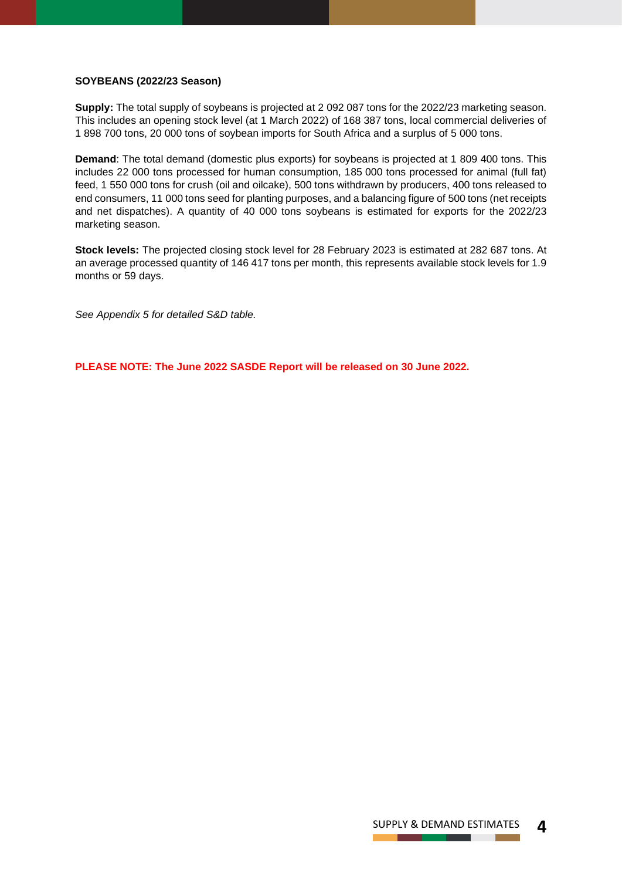**SOYBEANS (2022/23 Season)**

**Supply:** The total supply of soybeans is projected at 2 092 087 tons for the 2022/23 marketing season. This includes an opening stock level (at 1 March 2022) of 168 387 tons, local commercial deliveries of 1 898 700 tons, 20 000 tons of soybean imports for South Africa and a surplus of 5 000 tons.

**Demand**: The total demand (domestic plus exports) for soybeans is projected at 1 809 400 tons. This includes 22 000 tons processed for human consumption, 185 000 tons processed for animal (full fat) feed, 1 550 000 tons for crush (oil and oilcake), 500 tons withdrawn by producers, 400 tons released to end consumers, 11 000 tons seed for planting purposes, and a balancing figure of 500 tons (net receipts and net dispatches). A quantity of 40 000 tons soybeans is estimated for exports for the 2022/23 marketing season.

**Stock levels:** The projected closing stock level for 28 February 2023 is estimated at 282 687 tons. At an average processed quantity of 146 417 tons per month, this represents available stock levels for 1.9 months or 59 days.

*See Appendix 5 for detailed S&D table.*

**PLEASE NOTE: The June 2022 SASDE Report will be released on 30 June 2022.**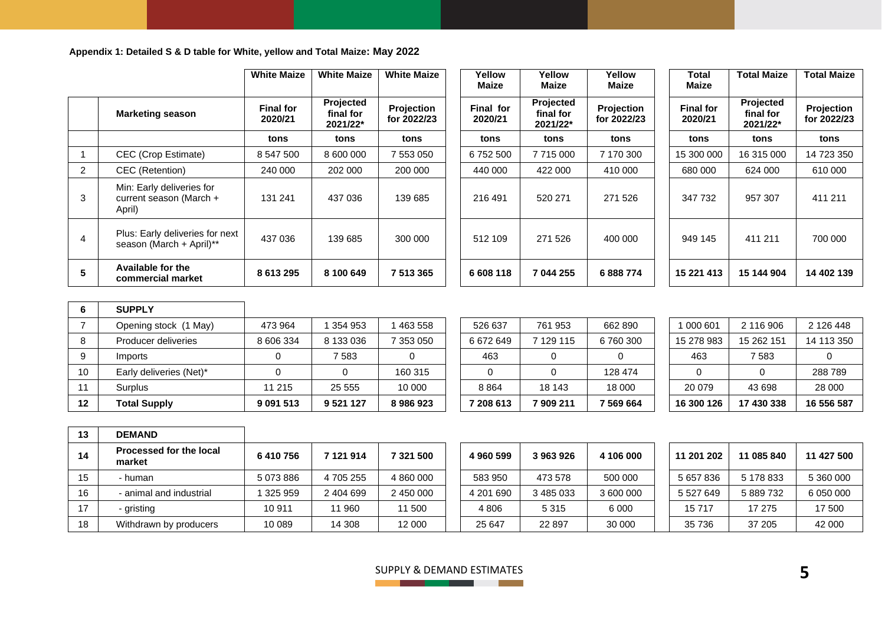**Appendix 1: Detailed S & D table for White, yellow and Total Maize: May 2022**

| | | White Maize | White Maize | White Maize | Yellow Maize | Yellow Maize | Yellow Maize | Total Maize | Total Maize | Total Maize |
|---|---|---|---|---|---|---|---|---|---|---|
| | **Marketing season** | **Final for 2020/21** | **Projected final for 2021/22*** | **Projection for 2022/23** | **Final for 2020/21** | **Projected final for 2021/22*** | **Projection for 2022/23** | **Final for 2020/21** | **Projected final for 2021/22*** | **Projection for 2022/23** |
| | | **tons** | **tons** | **tons** | **tons** | **tons** | **tons** | **tons** | **tons** | **tons** |
| 1 | CEC (Crop Estimate) | 8 547 500 | 8 600 000 | 7 553 050 | 6 752 500 | 7 715 000 | 7 170 300 | 15 300 000 | 16 315 000 | 14 723 350 |
| 2 | CEC (Retention) | 240 000 | 202 000 | 200 000 | 440 000 | 422 000 | 410 000 | 680 000 | 624 000 | 610 000 |
| 3 | Min: Early deliveries for current season (March + April) | 131 241 | 437 036 | 139 685 | 216 491 | 520 271 | 271 526 | 347 732 | 957 307 | 411 211 |
| 4 | Plus: Early deliveries for next season (March + April)** | 437 036 | 139 685 | 300 000 | 512 109 | 271 526 | 400 000 | 949 145 | 411 211 | 700 000 |
| **5** | **Available for the commercial market** | **8 613 295** | **8 100 649** | **7 513 365** | **6 608 118** | **7 044 255** | **6 888 774** | **15 221 413** | **15 144 904** | **14 402 139** |
| **6** | **SUPPLY** | | | | | | | | | |
| 7 | Opening stock (1 May) | 473 964 | 1 354 953 | 1 463 558 | 526 637 | 761 953 | 662 890 | 1 000 601 | 2 116 906 | 2 126 448 |
| 8 | Producer deliveries | 8 606 334 | 8 133 036 | 7 353 050 | 6 672 649 | 7 129 115 | 6 760 300 | 15 278 983 | 15 262 151 | 14 113 350 |
| 9 | Imports | 0 | 7 583 | 0 | 463 | 0 | 0 | 463 | 7 583 | 0 |
| 10 | Early deliveries (Net)* | 0 | 0 | 160 315 | 0 | 0 | 128 474 | 0 | 0 | 288 789 |
| 11 | Surplus | 11 215 | 25 555 | 10 000 | 8 864 | 18 143 | 18 000 | 20 079 | 43 698 | 28 000 |
| **12** | **Total Supply** | **9 091 513** | **9 521 127** | **8 986 923** | **7 208 613** | **7 909 211** | **7 569 664** | **16 300 126** | **17 430 338** | **16 556 587** |
| **13** | **DEMAND** | | | | | | | | | |
| **14** | **Processed for the local market** | **6 410 756** | **7 121 914** | **7 321 500** | **4 960 599** | **3 963 926** | **4 106 000** | **11 201 202** | **11 085 840** | **11 427 500** |
| 15 | - human | 5 073 886 | 4 705 255 | 4 860 000 | 583 950 | 473 578 | 500 000 | 5 657 836 | 5 178 833 | 5 360 000 |
| 16 | - animal and industrial | 1 325 959 | 2 404 699 | 2 450 000 | 4 201 690 | 3 485 033 | 3 600 000 | 5 527 649 | 5 889 732 | 6 050 000 |
| 17 | - gristing | 10 911 | 11 960 | 11 500 | 4 806 | 5 315 | 6 000 | 15 717 | 17 275 | 17 500 |
| 18 | Withdrawn by producers | 10 089 | 14 308 | 12 000 | 25 647 | 22 897 | 30 000 | 35 736 | 37 205 | 42 000 |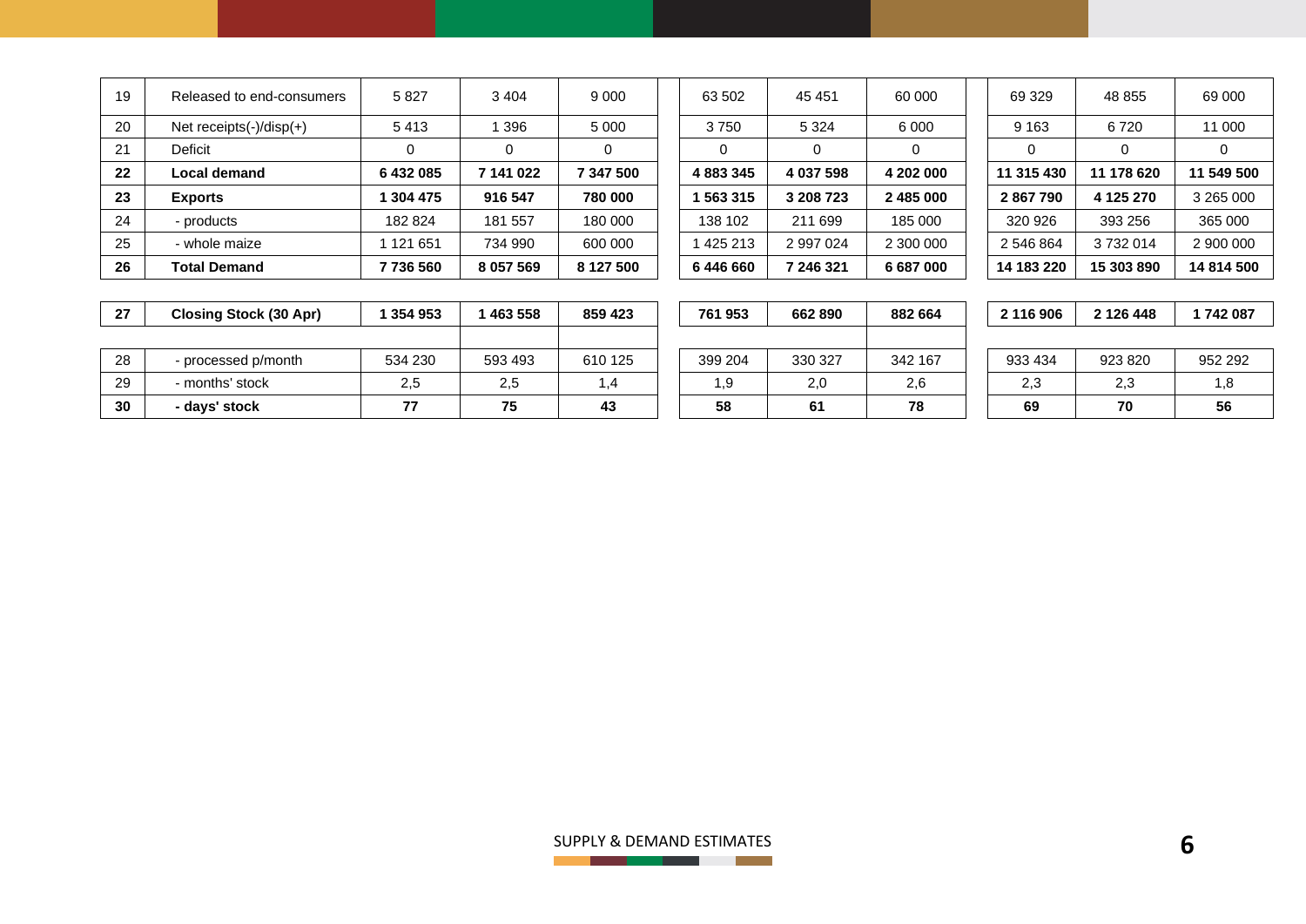| | | | | | | | | | | |
|---|---|---|---|---|---|---|---|---|---|---|
| 19 | Released to end-consumers | 5 827 | 3 404 | 9 000 | 63 502 | 45 451 | 60 000 | 69 329 | 48 855 | 69 000 |
| 20 | Net receipts(-)/disp(+) | 5 413 | 1 396 | 5 000 | 3 750 | 5 324 | 6 000 | 9 163 | 6 720 | 11 000 |
| 21 | Deficit | 0 | 0 | 0 | 0 | 0 | 0 | 0 | 0 | 0 |
| **22** | **Local demand** | **6 432 085** | **7 141 022** | **7 347 500** | **4 883 345** | **4 037 598** | **4 202 000** | **11 315 430** | **11 178 620** | **11 549 500** |
| **23** | **Exports** | **1 304 475** | **916 547** | **780 000** | **1 563 315** | **3 208 723** | **2 485 000** | **2 867 790** | **4 125 270** | 3 265 000 |
| 24 | - products | 182 824 | 181 557 | 180 000 | 138 102 | 211 699 | 185 000 | 320 926 | 393 256 | 365 000 |
| 25 | - whole maize | 1 121 651 | 734 990 | 600 000 | 1 425 213 | 2 997 024 | 2 300 000 | 2 546 864 | 3 732 014 | 2 900 000 |
| **26** | **Total Demand** | **7 736 560** | **8 057 569** | **8 127 500** | **6 446 660** | **7 246 321** | **6 687 000** | **14 183 220** | **15 303 890** | **14 814 500** |
| | | | | | | | | | | |
| **27** | **Closing Stock (30 Apr)** | **1 354 953** | **1 463 558** | **859 423** | **761 953** | **662 890** | **882 664** | **2 116 906** | **2 126 448** | **1 742 087** |
| | | | | | | | | | | |
| 28 | - processed p/month | 534 230 | 593 493 | 610 125 | 399 204 | 330 327 | 342 167 | 933 434 | 923 820 | 952 292 |
| 29 | - months' stock | 2,5 | 2,5 | 1,4 | 1,9 | 2,0 | 2,6 | 2,3 | 2,3 | 1,8 |
| **30** | **- days' stock** | **77** | **75** | **43** | **58** | **61** | **78** | **69** | **70** | **56** |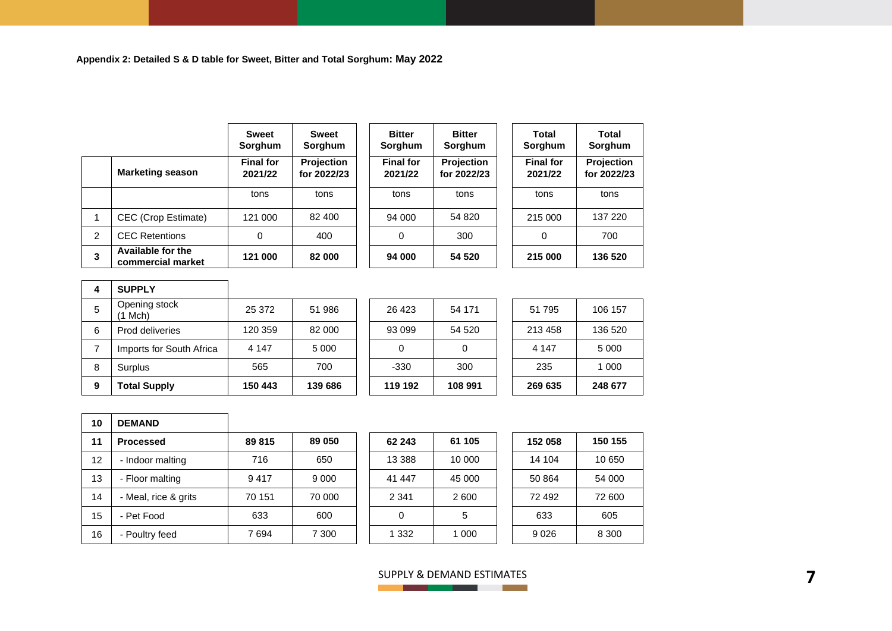**Appendix 2: Detailed S & D table for Sweet, Bitter and Total Sorghum: May 2022**

| | | Sweet Sorghum | Sweet Sorghum | Bitter Sorghum | Bitter Sorghum | Total Sorghum | Total Sorghum |
|---|---|---|---|---|---|---|---|
| | **Marketing season** | **Final for 2021/22** | **Projection for 2022/23** | **Final for 2021/22** | **Projection for 2022/23** | **Final for 2021/22** | **Projection for 2022/23** |
| | | tons | tons | tons | tons | tons | tons |
| 1 | CEC (Crop Estimate) | 121 000 | 82 400 | 94 000 | 54 820 | 215 000 | 137 220 |
| 2 | CEC Retentions | 0 | 400 | 0 | 300 | 0 | 700 |
| **3** | **Available for the commercial market** | **121 000** | **82 000** | **94 000** | **54 520** | **215 000** | **136 520** |
| **4** | **SUPPLY** | | | | | | |
| 5 | Opening stock (1 Mch) | 25 372 | 51 986 | 26 423 | 54 171 | 51 795 | 106 157 |
| 6 | Prod deliveries | 120 359 | 82 000 | 93 099 | 54 520 | 213 458 | 136 520 |
| 7 | Imports for South Africa | 4 147 | 5 000 | 0 | 0 | 4 147 | 5 000 |
| 8 | Surplus | 565 | 700 | -330 | 300 | 235 | 1 000 |
| **9** | **Total Supply** | **150 443** | **139 686** | **119 192** | **108 991** | **269 635** | **248 677** |
| **10** | **DEMAND** | | | | | | |
| **11** | **Processed** | **89 815** | **89 050** | **62 243** | **61 105** | **152 058** | **150 155** |
| 12 | - Indoor malting | 716 | 650 | 13 388 | 10 000 | 14 104 | 10 650 |
| 13 | - Floor malting | 9 417 | 9 000 | 41 447 | 45 000 | 50 864 | 54 000 |
| 14 | - Meal, rice & grits | 70 151 | 70 000 | 2 341 | 2 600 | 72 492 | 72 600 |
| 15 | - Pet Food | 633 | 600 | 0 | 5 | 633 | 605 |
| 16 | - Poultry feed | 7 694 | 7 300 | 1 332 | 1 000 | 9 026 | 8 300 |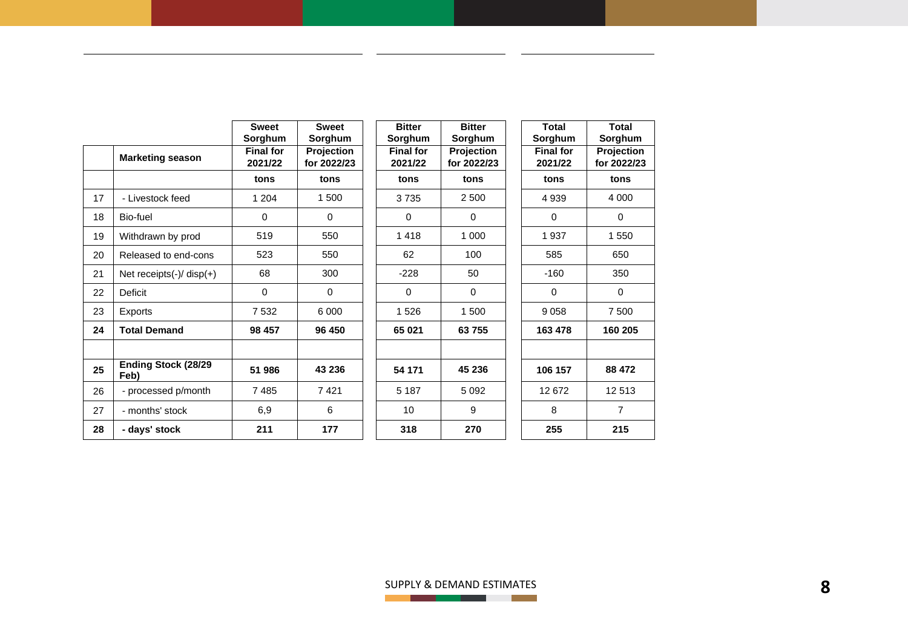| | Marketing season | Sweet Sorghum Final for 2021/22 | Sweet Sorghum Projection for 2022/23 | Bitter Sorghum Final for 2021/22 | Bitter Sorghum Projection for 2022/23 | Total Sorghum Final for 2021/22 | Total Sorghum Projection for 2022/23 |
|---|---|---|---|---|---|---|---|
| | | tons | tons | tons | tons | tons | tons |
| 17 | - Livestock feed | 1 204 | 1 500 | 3 735 | 2 500 | 4 939 | 4 000 |
| 18 | Bio-fuel | 0 | 0 | 0 | 0 | 0 | 0 |
| 19 | Withdrawn by prod | 519 | 550 | 1 418 | 1 000 | 1 937 | 1 550 |
| 20 | Released to end-cons | 523 | 550 | 62 | 100 | 585 | 650 |
| 21 | Net receipts(-)/ disp(+) | 68 | 300 | -228 | 50 | -160 | 350 |
| 22 | Deficit | 0 | 0 | 0 | 0 | 0 | 0 |
| 23 | Exports | 7 532 | 6 000 | 1 526 | 1 500 | 9 058 | 7 500 |
| **24** | **Total Demand** | **98 457** | **96 450** | **65 021** | **63 755** | **163 478** | **160 205** |
| | | | | | | | |
| **25** | **Ending Stock (28/29 Feb)** | **51 986** | **43 236** | **54 171** | **45 236** | **106 157** | **88 472** |
| 26 | - processed p/month | 7 485 | 7 421 | 5 187 | 5 092 | 12 672 | 12 513 |
| 27 | - months' stock | 6,9 | 6 | 10 | 9 | 8 | 7 |
| **28** | **- days' stock** | **211** | **177** | **318** | **270** | **255** | **215** |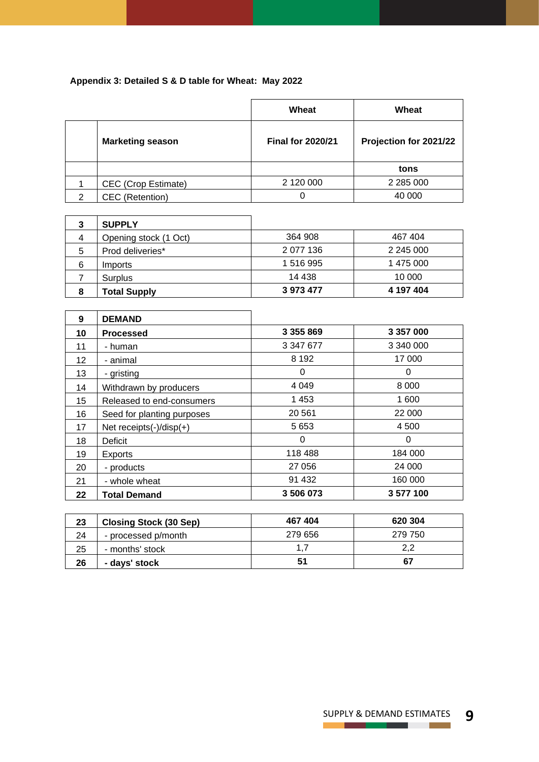**Appendix 3: Detailed S & D table for Wheat: May 2022**

| | | Wheat | Wheat |
|---|---|---|---|
| | **Marketing season** | **Final for 2020/21** | **Projection for 2021/22** |
| | | | **tons** |
| 1 | CEC (Crop Estimate) | 2 120 000 | 2 285 000 |
| 2 | CEC (Retention) | 0 | 40 000 |
| **3** | **SUPPLY** | | |
| 4 | Opening stock (1 Oct) | 364 908 | 467 404 |
| 5 | Prod deliveries* | 2 077 136 | 2 245 000 |
| 6 | Imports | 1 516 995 | 1 475 000 |
| 7 | Surplus | 14 438 | 10 000 |
| **8** | **Total Supply** | **3 973 477** | **4 197 404** |
| **9** | **DEMAND** | | |
| **10** | **Processed** | **3 355 869** | **3 357 000** |
| 11 | - human | 3 347 677 | 3 340 000 |
| 12 | - animal | 8 192 | 17 000 |
| 13 | - gristing | 0 | 0 |
| 14 | Withdrawn by producers | 4 049 | 8 000 |
| 15 | Released to end-consumers | 1 453 | 1 600 |
| 16 | Seed for planting purposes | 20 561 | 22 000 |
| 17 | Net receipts(-)/disp(+) | 5 653 | 4 500 |
| 18 | Deficit | 0 | 0 |
| 19 | Exports | 118 488 | 184 000 |
| 20 | - products | 27 056 | 24 000 |
| 21 | - whole wheat | 91 432 | 160 000 |
| **22** | **Total Demand** | **3 506 073** | **3 577 100** |
| **23** | **Closing Stock (30 Sep)** | **467 404** | **620 304** |
| 24 | - processed p/month | 279 656 | 279 750 |
| 25 | - months' stock | 1,7 | 2,2 |
| **26** | **- days' stock** | **51** | **67** |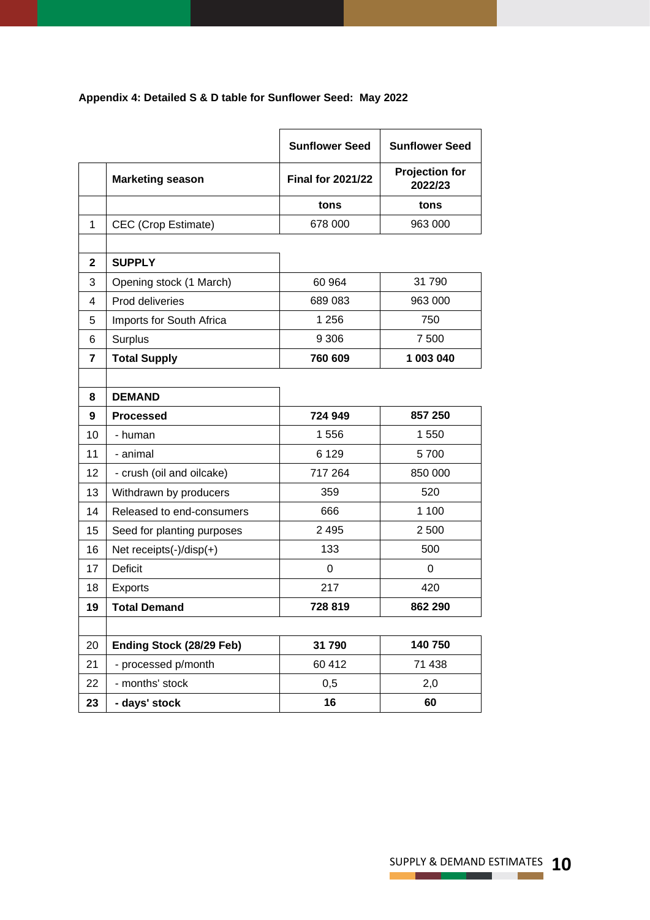**Appendix 4: Detailed S & D table for Sunflower Seed: May 2022**

| | | Sunflower Seed | Sunflower Seed |
|---|---|---|---|
| | **Marketing season** | **Final for 2021/22** | **Projection for 2022/23** |
| | | **tons** | **tons** |
| 1 | CEC (Crop Estimate) | 678 000 | 963 000 |
| | | | |
| **2** | **SUPPLY** | | |
| 3 | Opening stock (1 March) | 60 964 | 31 790 |
| 4 | Prod deliveries | 689 083 | 963 000 |
| 5 | Imports for South Africa | 1 256 | 750 |
| 6 | Surplus | 9 306 | 7 500 |
| **7** | **Total Supply** | **760 609** | **1 003 040** |
| | | | |
| **8** | **DEMAND** | | |
| **9** | **Processed** | **724 949** | **857 250** |
| 10 | - human | 1 556 | 1 550 |
| 11 | - animal | 6 129 | 5 700 |
| 12 | - crush (oil and oilcake) | 717 264 | 850 000 |
| 13 | Withdrawn by producers | 359 | 520 |
| 14 | Released to end-consumers | 666 | 1 100 |
| 15 | Seed for planting purposes | 2 495 | 2 500 |
| 16 | Net receipts(-)/disp(+) | 133 | 500 |
| 17 | Deficit | 0 | 0 |
| 18 | Exports | 217 | 420 |
| **19** | **Total Demand** | **728 819** | **862 290** |
| | | | |
| 20 | **Ending Stock (28/29 Feb)** | **31 790** | **140 750** |
| 21 | - processed p/month | 60 412 | 71 438 |
| 22 | - months' stock | 0,5 | 2,0 |
| **23** | **- days' stock** | **16** | **60** |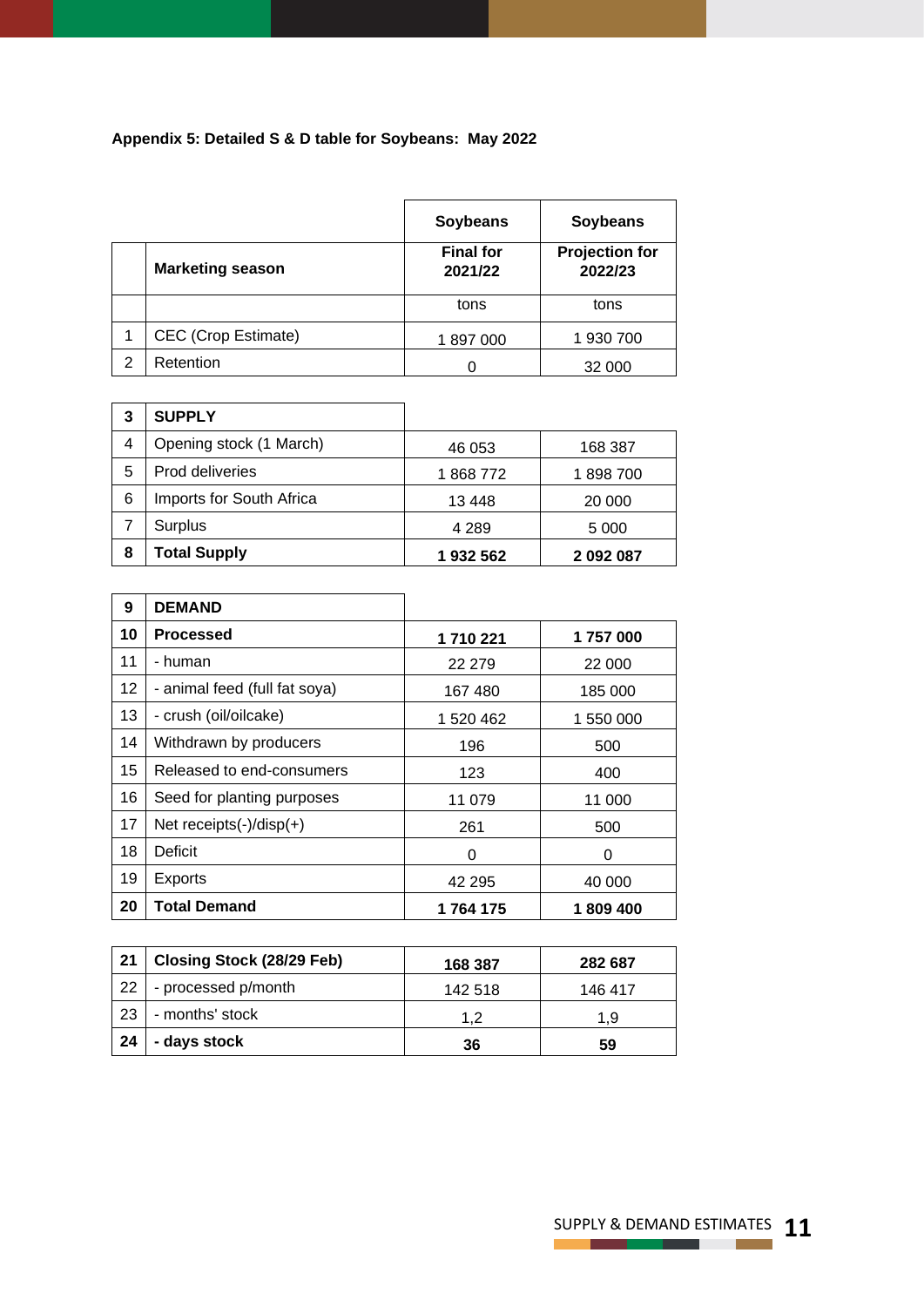**Appendix 5: Detailed S & D table for Soybeans: May 2022**

| | | Soybeans | Soybeans |
|---|---|---|---|
| | **Marketing season** | **Final for 2021/22** | **Projection for 2022/23** |
| | | tons | tons |
| 1 | CEC (Crop Estimate) | 1 897 000 | 1 930 700 |
| 2 | Retention | 0 | 32 000 |
| **3** | **SUPPLY** | | |
| 4 | Opening stock (1 March) | 46 053 | 168 387 |
| 5 | Prod deliveries | 1 868 772 | 1 898 700 |
| 6 | Imports for South Africa | 13 448 | 20 000 |
| 7 | Surplus | 4 289 | 5 000 |
| **8** | **Total Supply** | **1 932 562** | **2 092 087** |
| **9** | **DEMAND** | | |
| **10** | **Processed** | **1 710 221** | **1 757 000** |
| 11 | - human | 22 279 | 22 000 |
| 12 | - animal feed (full fat soya) | 167 480 | 185 000 |
| 13 | - crush (oil/oilcake) | 1 520 462 | 1 550 000 |
| 14 | Withdrawn by producers | 196 | 500 |
| 15 | Released to end-consumers | 123 | 400 |
| 16 | Seed for planting purposes | 11 079 | 11 000 |
| 17 | Net receipts(-)/disp(+) | 261 | 500 |
| 18 | Deficit | 0 | 0 |
| 19 | Exports | 42 295 | 40 000 |
| **20** | **Total Demand** | **1 764 175** | **1 809 400** |
| **21** | **Closing Stock (28/29 Feb)** | **168 387** | **282 687** |
| 22 | - processed p/month | 142 518 | 146 417 |
| 23 | - months' stock | 1,2 | 1,9 |
| **24** | **- days stock** | **36** | **59** |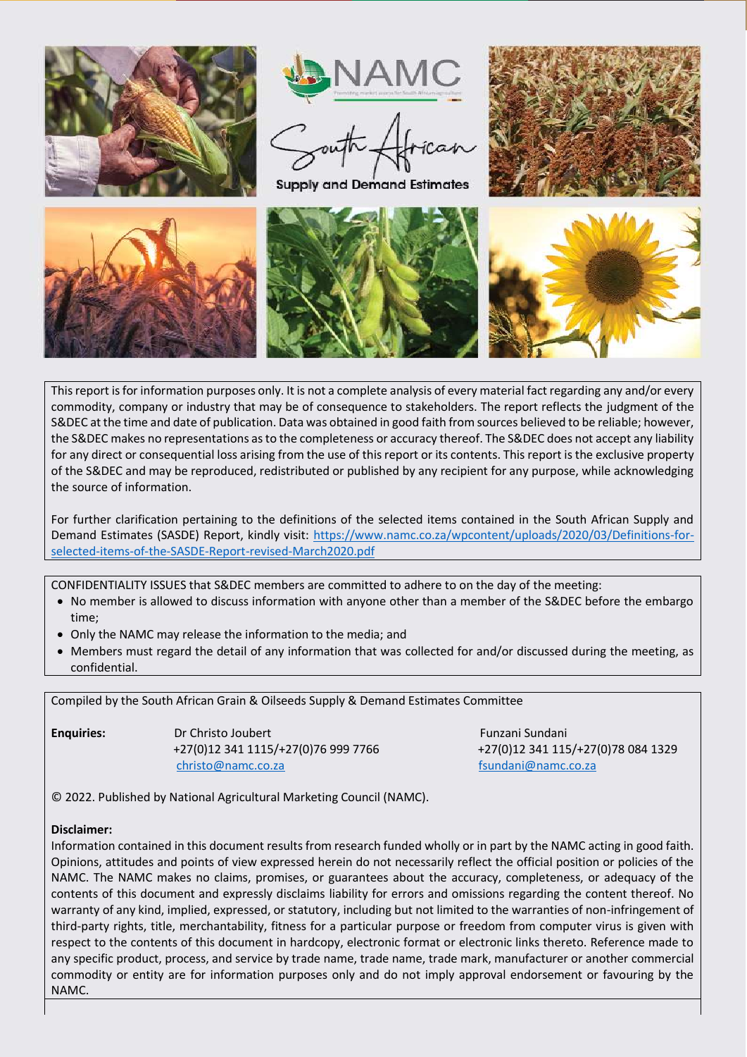NAMC

South African

Supply and Demand Estimates

This report is for information purposes only. It is not a complete analysis of every material fact regarding any and/or every commodity, company or industry that may be of consequence to stakeholders. The report reflects the judgment of the S&DEC at the time and date of publication. Data was obtained in good faith from sources believed to be reliable; however, the S&DEC makes no representations as to the completeness or accuracy thereof. The S&DEC does not accept any liability for any direct or consequential loss arising from the use of this report or its contents. This report is the exclusive property of the S&DEC and may be reproduced, redistributed or published by any recipient for any purpose, while acknowledging the source of information.

For further clarification pertaining to the definitions of the selected items contained in the South African Supply and Demand Estimates (SASDE) Report, kindly visit: https://www.namc.co.za/wpcontent/uploads/2020/03/Definitions-for-selected-items-of-the-SASDE-Report-revised-March2020.pdf

CONFIDENTIALITY ISSUES that S&DEC members are committed to adhere to on the day of the meeting:

- No member is allowed to discuss information with anyone other than a member of the S&DEC before the embargo time;
- Only the NAMC may release the information to the media; and
- Members must regard the detail of any information that was collected for and/or discussed during the meeting, as confidential.

Compiled by the South African Grain & Oilseeds Supply & Demand Estimates Committee

**Enquiries:**

Dr Christo Joubert
+27(0)12 341 1115/+27(0)76 999 7766
christo@namc.co.za

Funzani Sundani
+27(0)12 341 115/+27(0)78 084 1329
fsundani@namc.co.za

© 2022. Published by National Agricultural Marketing Council (NAMC).

**Disclaimer:**

Information contained in this document results from research funded wholly or in part by the NAMC acting in good faith. Opinions, attitudes and points of view expressed herein do not necessarily reflect the official position or policies of the NAMC. The NAMC makes no claims, promises, or guarantees about the accuracy, completeness, or adequacy of the contents of this document and expressly disclaims liability for errors and omissions regarding the content thereof. No warranty of any kind, implied, expressed, or statutory, including but not limited to the warranties of non-infringement of third-party rights, title, merchantability, fitness for a particular purpose or freedom from computer virus is given with respect to the contents of this document in hardcopy, electronic format or electronic links thereto. Reference made to any specific product, process, and service by trade name, trade name, trade mark, manufacturer or another commercial commodity or entity are for information purposes only and do not imply approval endorsement or favouring by the NAMC.